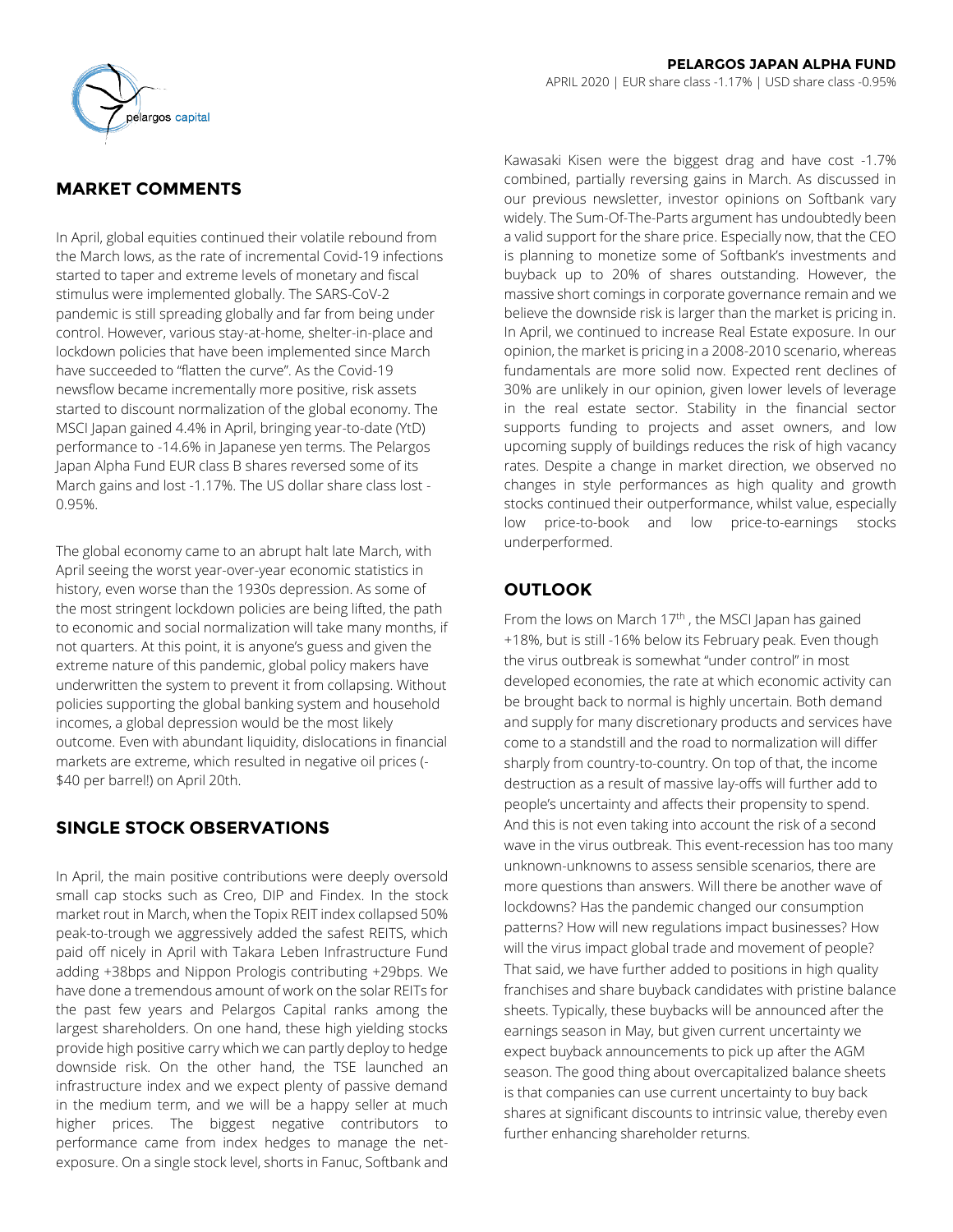**PELARGOS JAPAN ALPHA FUND**

APRIL 2020 | EUR share class -1.17% | USD share class -0.95%

## MARKET COMMENTS

In April, global equities continued their volatile rebound from the March lows, as the rate of incremental Covid-19 infections started to taper and extreme levels of monetary and fiscal stimulus were implemented globally. The SARS-CoV-2 pandemic is still spreading globally and far from being under control. However, various stay-at-home, shelter-in-place and lockdown policies that have been implemented since March have succeeded to "flatten the curve". As the Covid-19 newsflow became incrementally more positive, risk assets started to discount normalization of the global economy. The MSCI Japan gained 4.4% in April, bringing year-to-date (YtD) performance to -14.6% in Japanese yen terms. The Pelargos Japan Alpha Fund EUR class B shares reversed some of its March gains and lost -1.17%. The US dollar share class lost -0.95%.

The global economy came to an abrupt halt late March, with April seeing the worst year-over-year economic statistics in history, even worse than the 1930s depression. As some of the most stringent lockdown policies are being lifted, the path to economic and social normalization will take many months, if not quarters. At this point, it is anyone's guess and given the extreme nature of this pandemic, global policy makers have underwritten the system to prevent it from collapsing. Without policies supporting the global banking system and household incomes, a global depression would be the most likely outcome. Even with abundant liquidity, dislocations in financial markets are extreme, which resulted in negative oil prices (-$40 per barrel!) on April 20th.

## SINGLE STOCK OBSERVATIONS

In April, the main positive contributions were deeply oversold small cap stocks such as Creo, DIP and Findex. In the stock market rout in March, when the Topix REIT index collapsed 50% peak-to-trough we aggressively added the safest REITS, which paid off nicely in April with Takara Leben Infrastructure Fund adding +38bps and Nippon Prologis contributing +29bps. We have done a tremendous amount of work on the solar REITs for the past few years and Pelargos Capital ranks among the largest shareholders. On one hand, these high yielding stocks provide high positive carry which we can partly deploy to hedge downside risk. On the other hand, the TSE launched an infrastructure index and we expect plenty of passive demand in the medium term, and we will be a happy seller at much higher prices. The biggest negative contributors to performance came from index hedges to manage the net-exposure. On a single stock level, shorts in Fanuc, Softbank and Kawasaki Kisen were the biggest drag and have cost -1.7% combined, partially reversing gains in March. As discussed in our previous newsletter, investor opinions on Softbank vary widely. The Sum-Of-The-Parts argument has undoubtedly been a valid support for the share price. Especially now, that the CEO is planning to monetize some of Softbank's investments and buyback up to 20% of shares outstanding. However, the massive short comings in corporate governance remain and we believe the downside risk is larger than the market is pricing in. In April, we continued to increase Real Estate exposure. In our opinion, the market is pricing in a 2008-2010 scenario, whereas fundamentals are more solid now. Expected rent declines of 30% are unlikely in our opinion, given lower levels of leverage in the real estate sector. Stability in the financial sector supports funding to projects and asset owners, and low upcoming supply of buildings reduces the risk of high vacancy rates. Despite a change in market direction, we observed no changes in style performances as high quality and growth stocks continued their outperformance, whilst value, especially low price-to-book and low price-to-earnings stocks underperformed.

## OUTLOOK

From the lows on March 17th, the MSCI Japan has gained +18%, but is still -16% below its February peak. Even though the virus outbreak is somewhat "under control" in most developed economies, the rate at which economic activity can be brought back to normal is highly uncertain. Both demand and supply for many discretionary products and services have come to a standstill and the road to normalization will differ sharply from country-to-country. On top of that, the income destruction as a result of massive lay-offs will further add to people's uncertainty and affects their propensity to spend. And this is not even taking into account the risk of a second wave in the virus outbreak. This event-recession has too many unknown-unknowns to assess sensible scenarios, there are more questions than answers. Will there be another wave of lockdowns? Has the pandemic changed our consumption patterns? How will new regulations impact businesses? How will the virus impact global trade and movement of people? That said, we have further added to positions in high quality franchises and share buyback candidates with pristine balance sheets. Typically, these buybacks will be announced after the earnings season in May, but given current uncertainty we expect buyback announcements to pick up after the AGM season. The good thing about overcapitalized balance sheets is that companies can use current uncertainty to buy back shares at significant discounts to intrinsic value, thereby even further enhancing shareholder returns.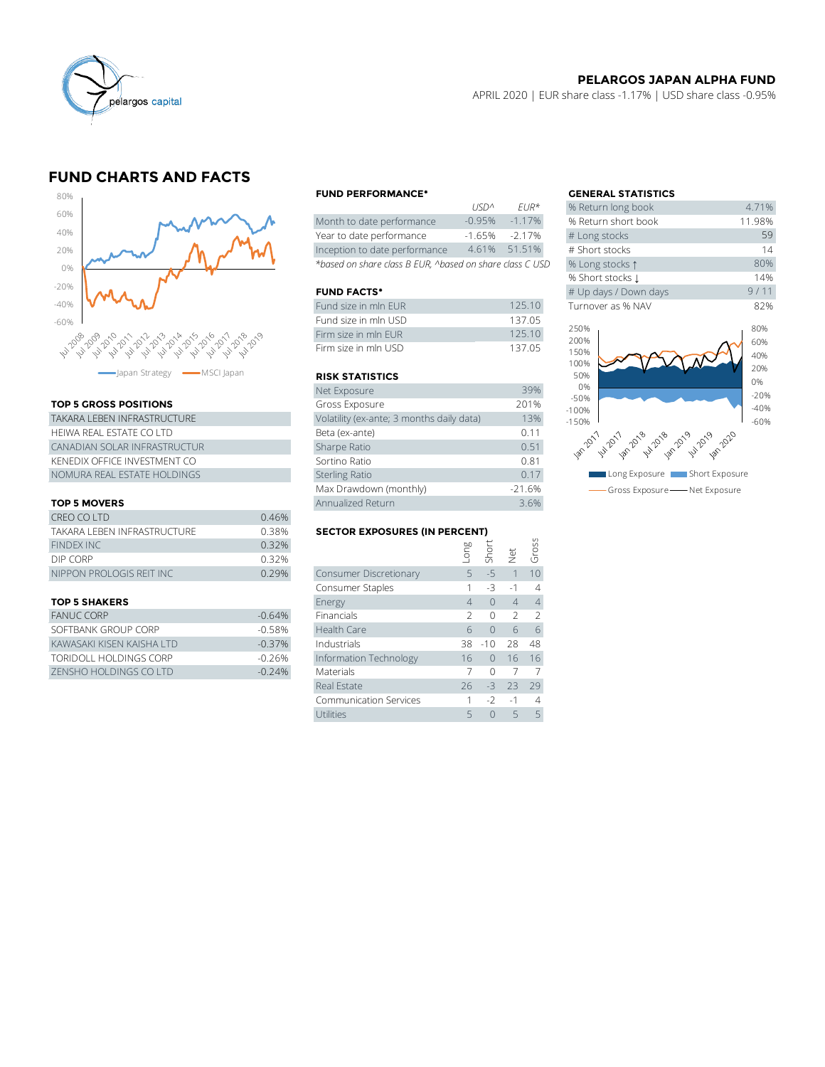**PELARGOS JAPAN ALPHA FUND**

APRIL 2020 | EUR share class -1.17% | USD share class -0.95%

## FUND CHARTS AND FACTS

80%
60%
40%
20%
0%
-20%
-40%
-60%
Jul 2008 Jul 2009 Jul 2010 Jul 2011 Jul 2012 Jul 2013 Jul 2014 Jul 2015 Jul 2016 Jul 2017 Jul 2018 Jul 2019
Japan Strategy MSCI Japan

### FUND PERFORMANCE*

| | USD^ | EUR* |
|---|---|---|
| Month to date performance | -0.95% | -1.17% |
| Year to date performance | -1.65% | -2.17% |
| Inception to date performance | 4.61% | 51.51% |

*based on share class B EUR, ^based on share class C USD

### GENERAL STATISTICS

| | |
|---|---|
| % Return long book | 4.71% |
| % Return short book | 11.98% |
| # Long stocks | 59 |
| # Short stocks | 14 |
| % Long stocks ↑ | 80% |
| % Short stocks ↓ | 14% |
| # Up days / Down days | 9 / 11 |
| Turnover as % NAV | 82% |

250%
200%
150%
100%
50%
0%
-50%
-100%
-150%
80%
60%
40%
20%
0%
-20%
-40%
-60%
Jan 2017 Jul 2017 Jan 2018 Jul 2018 Jan 2019 Jul 2019 Jan 2020
Long Exposure Short Exposure
Gross Exposure Net Exposure

### FUND FACTS*

| | |
|---|---|
| Fund size in mln EUR | 125.10 |
| Fund size in mln USD | 137.05 |
| Firm size in mln EUR | 125.10 |
| Firm size in mln USD | 137.05 |

### TOP 5 GROSS POSITIONS

| |
|---|
| TAKARA LEBEN INFRASTRUCTURE |
| HEIWA REAL ESTATE CO LTD |
| CANADIAN SOLAR INFRASTRUCTUR |
| KENEDIX OFFICE INVESTMENT CO |
| NOMURA REAL ESTATE HOLDINGS |

### RISK STATISTICS

| | |
|---|---|
| Net Exposure | 39% |
| Gross Exposure | 201% |
| Volatility (ex-ante; 3 months daily data) | 13% |
| Beta (ex-ante) | 0.11 |
| Sharpe Ratio | 0.51 |
| Sortino Ratio | 0.81 |
| Sterling Ratio | 0.17 |
| Max Drawdown (monthly) | -21.6% |
| Annualized Return | 3.6% |

### TOP 5 MOVERS

| | |
|---|---|
| CREO CO LTD | 0.46% |
| TAKARA LEBEN INFRASTRUCTURE | 0.38% |
| FINDEX INC | 0.32% |
| DIP CORP | 0.32% |
| NIPPON PROLOGIS REIT INC | 0.29% |

### TOP 5 SHAKERS

| | |
|---|---|
| FANUC CORP | -0.64% |
| SOFTBANK GROUP CORP | -0.58% |
| KAWASAKI KISEN KAISHA LTD | -0.37% |
| TORIDOLL HOLDINGS CORP | -0.26% |
| ZENSHO HOLDINGS CO LTD | -0.24% |

### SECTOR EXPOSURES (IN PERCENT)

| | Long | Short | Net | Gross |
|---|---|---|---|---|
| Consumer Discretionary | 5 | -5 | 1 | 10 |
| Consumer Staples | 1 | -3 | -1 | 4 |
| Energy | 4 | 0 | 4 | 4 |
| Financials | 2 | 0 | 2 | 2 |
| Health Care | 6 | 0 | 6 | 6 |
| Industrials | 38 | -10 | 28 | 48 |
| Information Technology | 16 | 0 | 16 | 16 |
| Materials | 7 | 0 | 7 | 7 |
| Real Estate | 26 | -3 | 23 | 29 |
| Communication Services | 1 | -2 | -1 | 4 |
| Utilities | 5 | 0 | 5 | 5 |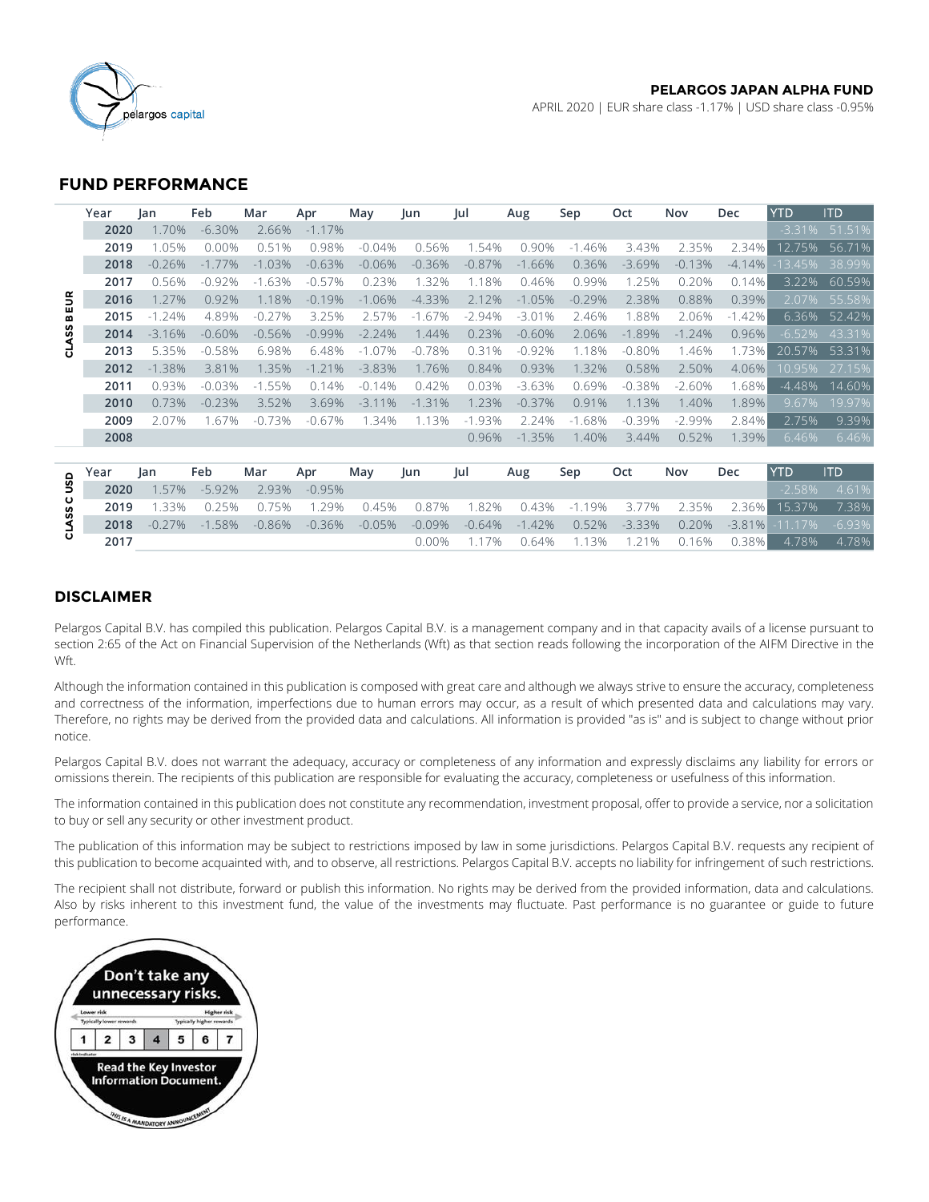**PELARGOS JAPAN ALPHA FUND**

APRIL 2020 | EUR share class -1.17% | USD share class -0.95%

## FUND PERFORMANCE

**CLASS B EUR**

| Year | Jan | Feb | Mar | Apr | May | Jun | Jul | Aug | Sep | Oct | Nov | Dec | YTD | ITD |
|---|---|---|---|---|---|---|---|---|---|---|---|---|---|---|
| 2020 | 1.70% | -6.30% | 2.66% | -1.17% | | | | | | | | | -3.31% | 51.51% |
| 2019 | 1.05% | 0.00% | 0.51% | 0.98% | -0.04% | 0.56% | 1.54% | 0.90% | -1.46% | 3.43% | 2.35% | 2.34% | 12.75% | 56.71% |
| 2018 | -0.26% | -1.77% | -1.03% | -0.63% | -0.06% | -0.36% | -0.87% | -1.66% | 0.36% | -3.69% | -0.13% | -4.14% | -13.45% | 38.99% |
| 2017 | 0.56% | -0.92% | -1.63% | -0.57% | 0.23% | 1.32% | 1.18% | 0.46% | 0.99% | 1.25% | 0.20% | 0.14% | 3.22% | 60.59% |
| 2016 | 1.27% | 0.92% | 1.18% | -0.19% | -1.06% | -4.33% | 2.12% | -1.05% | -0.29% | 2.38% | 0.88% | 0.39% | 2.07% | 55.58% |
| 2015 | -1.24% | 4.89% | -0.27% | 3.25% | 2.57% | -1.67% | -2.94% | -3.01% | 2.46% | 1.88% | 2.06% | -1.42% | 6.36% | 52.42% |
| 2014 | -3.16% | -0.60% | -0.56% | -0.99% | -2.24% | 1.44% | 0.23% | -0.60% | 2.06% | -1.89% | -1.24% | 0.96% | -6.52% | 43.31% |
| 2013 | 5.35% | -0.58% | 6.98% | 6.48% | -1.07% | -0.78% | 0.31% | -0.92% | 1.18% | -0.80% | 1.46% | 1.73% | 20.57% | 53.31% |
| 2012 | -1.38% | 3.81% | 1.35% | -1.21% | -3.83% | 1.76% | 0.84% | 0.93% | 1.32% | 0.58% | 2.50% | 4.06% | 10.95% | 27.15% |
| 2011 | 0.93% | -0.03% | -1.55% | 0.14% | -0.14% | 0.42% | 0.03% | -3.63% | 0.69% | -0.38% | -2.60% | 1.68% | -4.48% | 14.60% |
| 2010 | 0.73% | -0.23% | 3.52% | 3.69% | -3.11% | -1.31% | 1.23% | -0.37% | 0.91% | 1.13% | 1.40% | 1.89% | 9.67% | 19.97% |
| 2009 | 2.07% | 1.67% | -0.73% | -0.67% | 1.34% | 1.13% | -1.93% | 2.24% | -1.68% | -0.39% | -2.99% | 2.84% | 2.75% | 9.39% |
| 2008 | | | | | | | 0.96% | -1.35% | 1.40% | 3.44% | 0.52% | 1.39% | 6.46% | 6.46% |

**CLASS C USD**

| Year | Jan | Feb | Mar | Apr | May | Jun | Jul | Aug | Sep | Oct | Nov | Dec | YTD | ITD |
|---|---|---|---|---|---|---|---|---|---|---|---|---|---|---|
| 2020 | 1.57% | -5.92% | 2.93% | -0.95% | | | | | | | | | -2.58% | 4.61% |
| 2019 | 1.33% | 0.25% | 0.75% | 1.29% | 0.45% | 0.87% | 1.82% | 0.43% | -1.19% | 3.77% | 2.35% | 2.36% | 15.37% | 7.38% |
| 2018 | -0.27% | -1.58% | -0.86% | -0.36% | -0.05% | -0.09% | -0.64% | -1.42% | 0.52% | -3.33% | 0.20% | -3.81% | -11.17% | -6.93% |
| 2017 | | | | | | 0.00% | 1.17% | 0.64% | 1.13% | 1.21% | 0.16% | 0.38% | 4.78% | 4.78% |

## DISCLAIMER

Pelargos Capital B.V. has compiled this publication. Pelargos Capital B.V. is a management company and in that capacity avails of a license pursuant to section 2:65 of the Act on Financial Supervision of the Netherlands (Wft) as that section reads following the incorporation of the AIFM Directive in the Wft.

Although the information contained in this publication is composed with great care and although we always strive to ensure the accuracy, completeness and correctness of the information, imperfections due to human errors may occur, as a result of which presented data and calculations may vary. Therefore, no rights may be derived from the provided data and calculations. All information is provided "as is" and is subject to change without prior notice.

Pelargos Capital B.V. does not warrant the adequacy, accuracy or completeness of any information and expressly disclaims any liability for errors or omissions therein. The recipients of this publication are responsible for evaluating the accuracy, completeness or usefulness of this information.

The information contained in this publication does not constitute any recommendation, investment proposal, offer to provide a service, nor a solicitation to buy or sell any security or other investment product.

The publication of this information may be subject to restrictions imposed by law in some jurisdictions. Pelargos Capital B.V. requests any recipient of this publication to become acquainted with, and to observe, all restrictions. Pelargos Capital B.V. accepts no liability for infringement of such restrictions.

The recipient shall not distribute, forward or publish this information. No rights may be derived from the provided information, data and calculations. Also by risks inherent to this investment fund, the value of the investments may fluctuate. Past performance is no guarantee or guide to future performance.

Don't take any unnecessary risks.

Lower risk — Higher risk

Typically lower rewards — Typically higher rewards

1 2 3 4 5 6 7

Read the Key Investor Information Document.

THIS IS A MANDATORY ANNOUNCEMENT